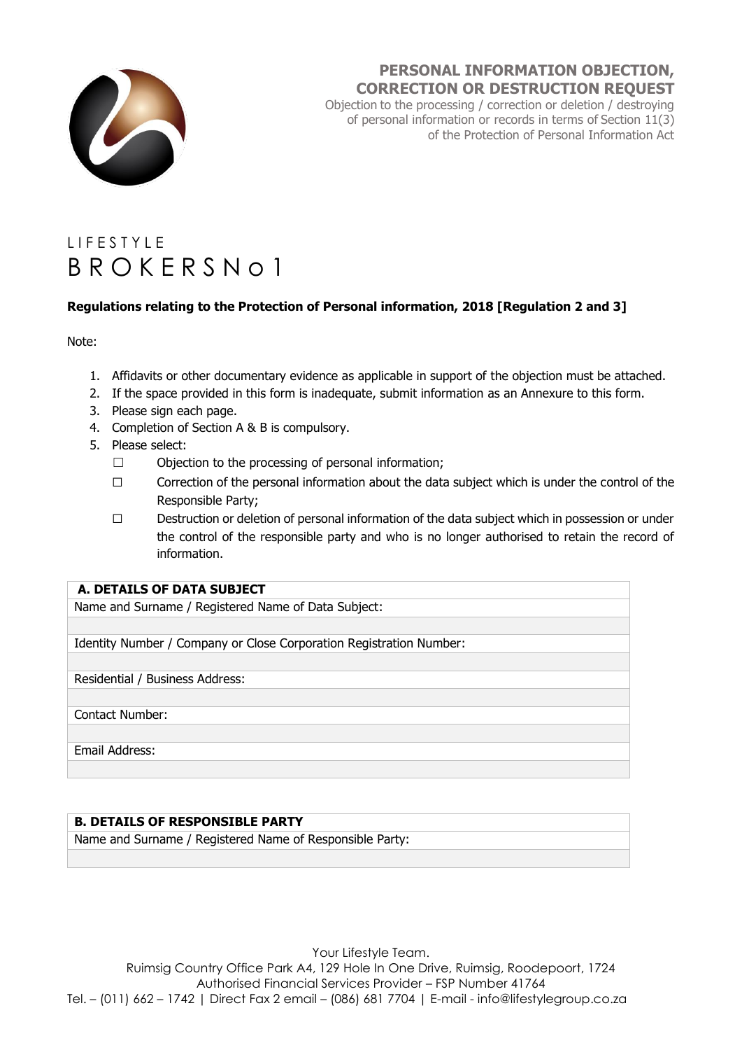# PERSONAL INFORMATION OBJECTION, CORRECTION OR DESTRUCTION REQUEST

Objection to the processing / correction or deletion / destroying of personal information or records in terms of Section 11(3) of the Protection of Personal Information Act

LIFESTYLE
BROKERSNo1

**Regulations relating to the Protection of Personal information, 2018 [Regulation 2 and 3]**

Note:

1. Affidavits or other documentary evidence as applicable in support of the objection must be attached.
2. If the space provided in this form is inadequate, submit information as an Annexure to this form.
3. Please sign each page.
4. Completion of Section A & B is compulsory.
5. Please select:
   - ☐ Objection to the processing of personal information;
   - ☐ Correction of the personal information about the data subject which is under the control of the Responsible Party;
   - ☐ Destruction or deletion of personal information of the data subject which in possession or under the control of the responsible party and who is no longer authorised to retain the record of information.

| **A. DETAILS OF DATA SUBJECT** |
| --- |
| Name and Surname / Registered Name of Data Subject: |
| |
| Identity Number / Company or Close Corporation Registration Number: |
| |
| Residential / Business Address: |
| |
| Contact Number: |
| |
| Email Address: |
| |

| **B. DETAILS OF RESPONSIBLE PARTY** |
| --- |
| Name and Surname / Registered Name of Responsible Party: |
| |

Your Lifestyle Team.
Ruimsig Country Office Park A4, 129 Hole In One Drive, Ruimsig, Roodepoort, 1724
Authorised Financial Services Provider – FSP Number 41764
Tel. – (011) 662 – 1742 | Direct Fax 2 email – (086) 681 7704 | E-mail - info@lifestylegroup.co.za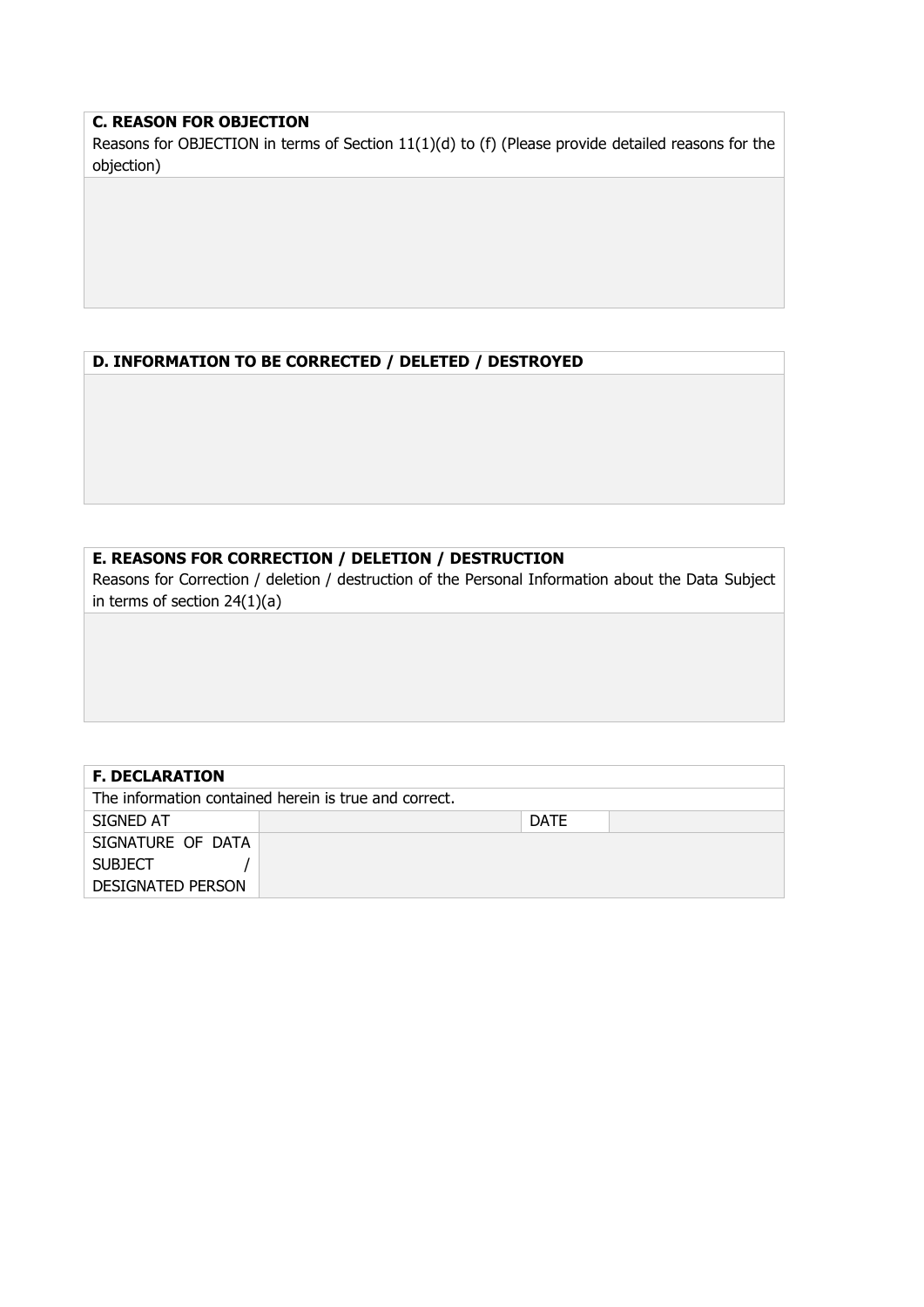| **C. REASON FOR OBJECTION** |
|---|
| Reasons for OBJECTION in terms of Section 11(1)(d) to (f) (Please provide detailed reasons for the objection) |
| |

| **D. INFORMATION TO BE CORRECTED / DELETED / DESTROYED** |
|---|
| |

| **E. REASONS FOR CORRECTION / DELETION / DESTRUCTION** |
|---|
| Reasons for Correction / deletion / destruction of the Personal Information about the Data Subject in terms of section 24(1)(a) |
| |

| **F. DECLARATION** | | | |
|---|---|---|---|
| The information contained herein is true and correct. | | | |
| SIGNED AT | | DATE | |
| SIGNATURE OF DATA SUBJECT / DESIGNATED PERSON | | | |